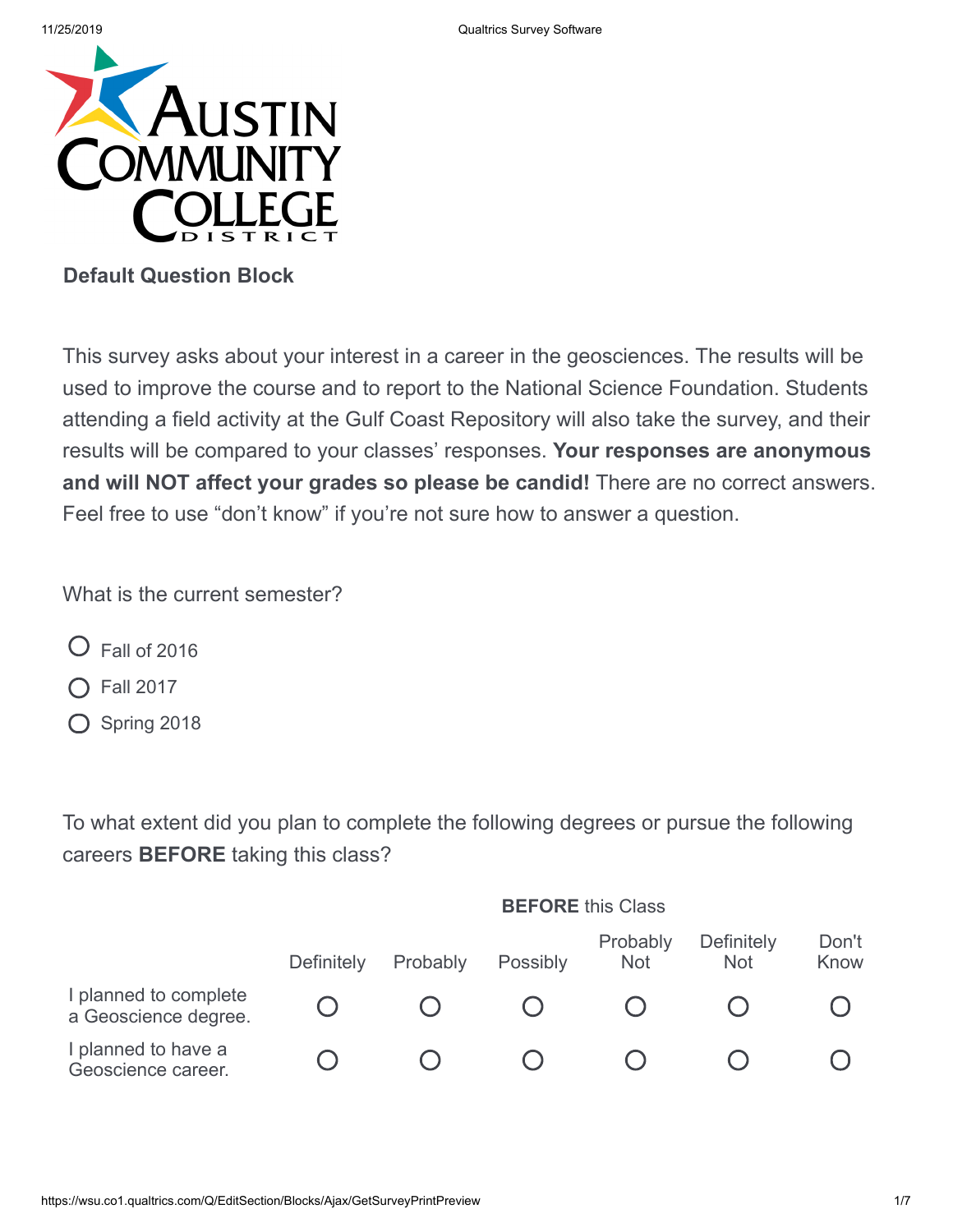Austin Community College District

### Default Question Block

This survey asks about your interest in a career in the geosciences. The results will be used to improve the course and to report to the National Science Foundation. Students attending a field activity at the Gulf Coast Repository will also take the survey, and their results will be compared to your classes' responses. **Your responses are anonymous and will NOT affect your grades so please be candid!** There are no correct answers. Feel free to use "don't know" if you're not sure how to answer a question.

What is the current semester?

- ○ Fall of 2016
- ○ Fall 2017
- ○ Spring 2018

To what extent did you plan to complete the following degrees or pursue the following careers **BEFORE** taking this class?

| | **BEFORE** this Class | | | | | |
|---|---|---|---|---|---|---|
| | Definitely | Probably | Possibly | Probably Not | Definitely Not | Don't Know |
| I planned to complete a Geoscience degree. | ○ | ○ | ○ | ○ | ○ | ○ |
| I planned to have a Geoscience career. | ○ | ○ | ○ | ○ | ○ | ○ |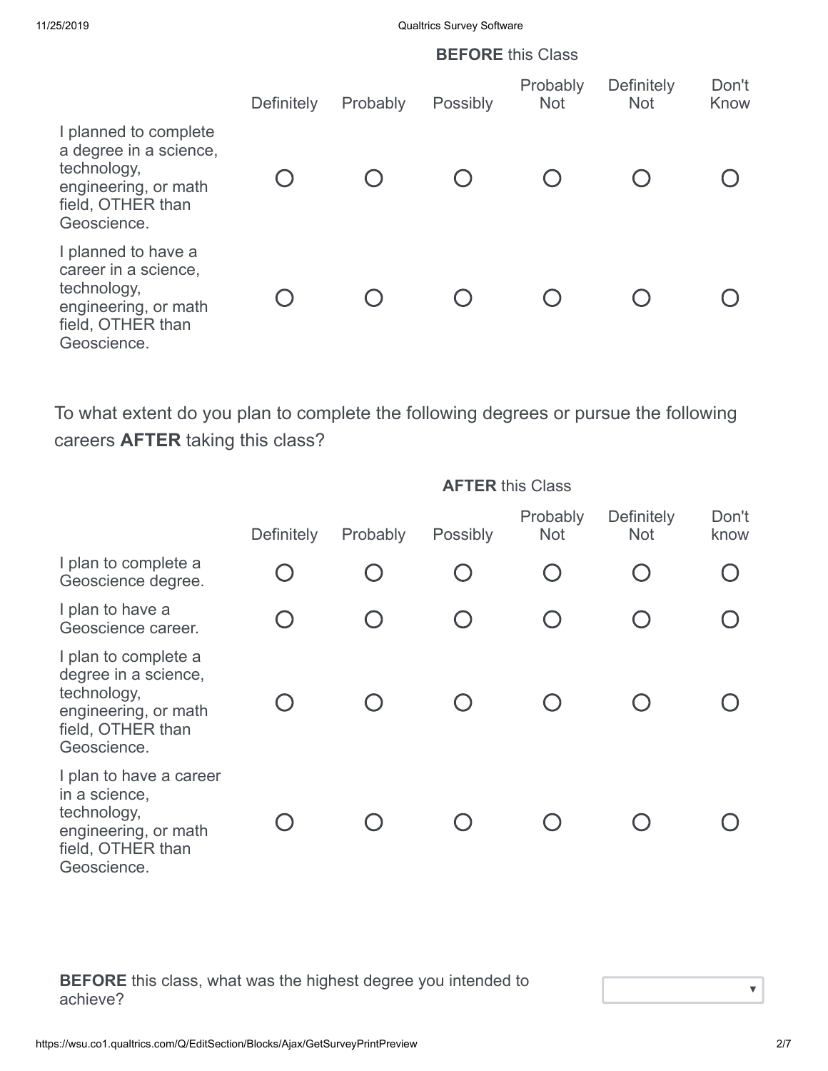| BEFORE this Class | | | | | | |
|---|---|---|---|---|---|---|
| | Definitely | Probably | Possibly | Probably Not | Definitely Not | Don't Know |
| I planned to complete a degree in a science, technology, engineering, or math field, OTHER than Geoscience. | ○ | ○ | ○ | ○ | ○ | ○ |
| I planned to have a career in a science, technology, engineering, or math field, OTHER than Geoscience. | ○ | ○ | ○ | ○ | ○ | ○ |

To what extent do you plan to complete the following degrees or pursue the following careers **AFTER** taking this class?

| AFTER this Class | | | | | | |
|---|---|---|---|---|---|---|
| | Definitely | Probably | Possibly | Probably Not | Definitely Not | Don't know |
| I plan to complete a Geoscience degree. | ○ | ○ | ○ | ○ | ○ | ○ |
| I plan to have a Geoscience career. | ○ | ○ | ○ | ○ | ○ | ○ |
| I plan to complete a degree in a science, technology, engineering, or math field, OTHER than Geoscience. | ○ | ○ | ○ | ○ | ○ | ○ |
| I plan to have a career in a science, technology, engineering, or math field, OTHER than Geoscience. | ○ | ○ | ○ | ○ | ○ | ○ |

**BEFORE** this class, what was the highest degree you intended to achieve?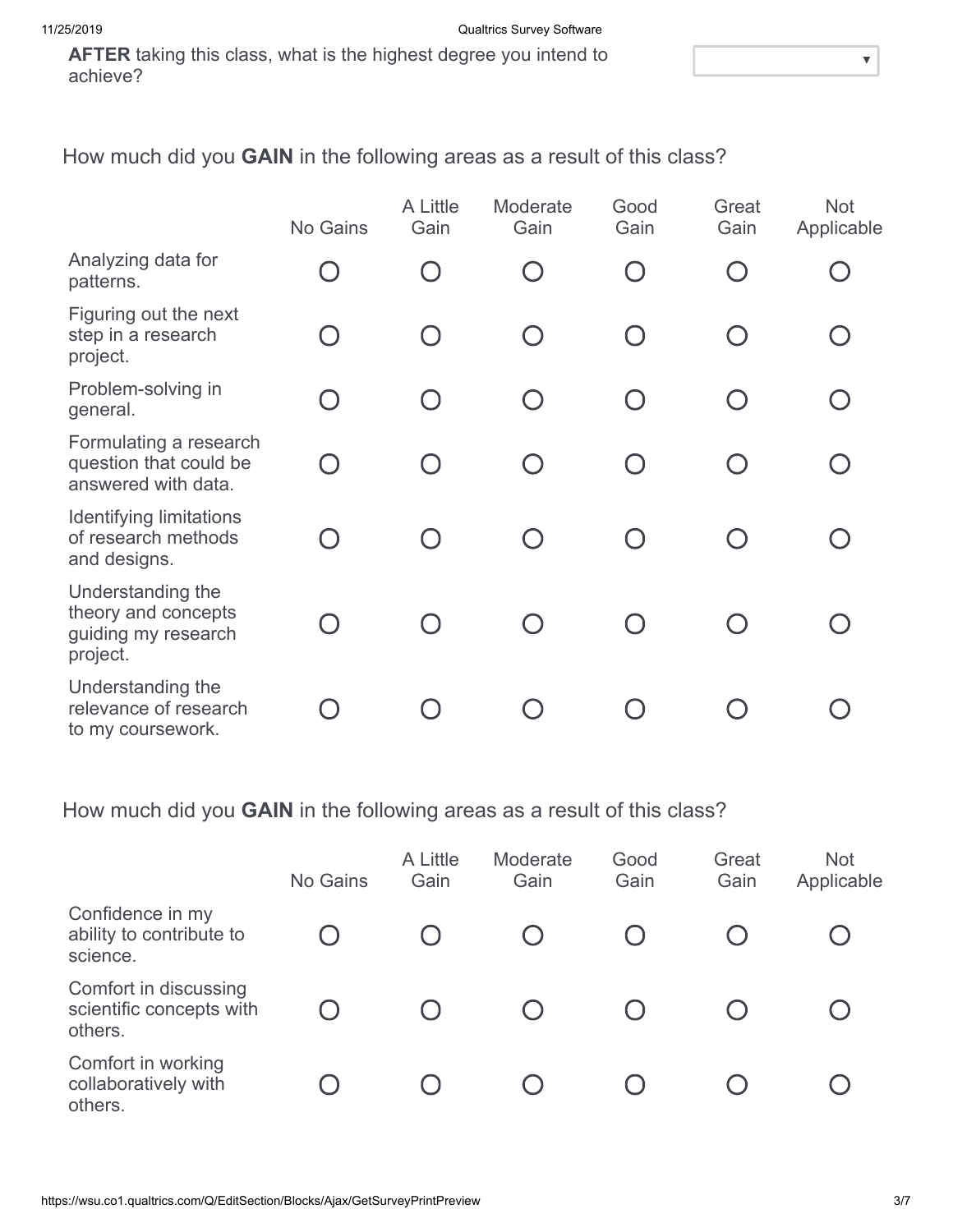**AFTER** taking this class, what is the highest degree you intend to achieve?

How much did you **GAIN** in the following areas as a result of this class?

| | No Gains | A Little Gain | Moderate Gain | Good Gain | Great Gain | Not Applicable |
|---|---|---|---|---|---|---|
| Analyzing data for patterns. | ○ | ○ | ○ | ○ | ○ | ○ |
| Figuring out the next step in a research project. | ○ | ○ | ○ | ○ | ○ | ○ |
| Problem-solving in general. | ○ | ○ | ○ | ○ | ○ | ○ |
| Formulating a research question that could be answered with data. | ○ | ○ | ○ | ○ | ○ | ○ |
| Identifying limitations of research methods and designs. | ○ | ○ | ○ | ○ | ○ | ○ |
| Understanding the theory and concepts guiding my research project. | ○ | ○ | ○ | ○ | ○ | ○ |
| Understanding the relevance of research to my coursework. | ○ | ○ | ○ | ○ | ○ | ○ |

How much did you **GAIN** in the following areas as a result of this class?

| | No Gains | A Little Gain | Moderate Gain | Good Gain | Great Gain | Not Applicable |
|---|---|---|---|---|---|---|
| Confidence in my ability to contribute to science. | ○ | ○ | ○ | ○ | ○ | ○ |
| Comfort in discussing scientific concepts with others. | ○ | ○ | ○ | ○ | ○ | ○ |
| Comfort in working collaboratively with others. | ○ | ○ | ○ | ○ | ○ | ○ |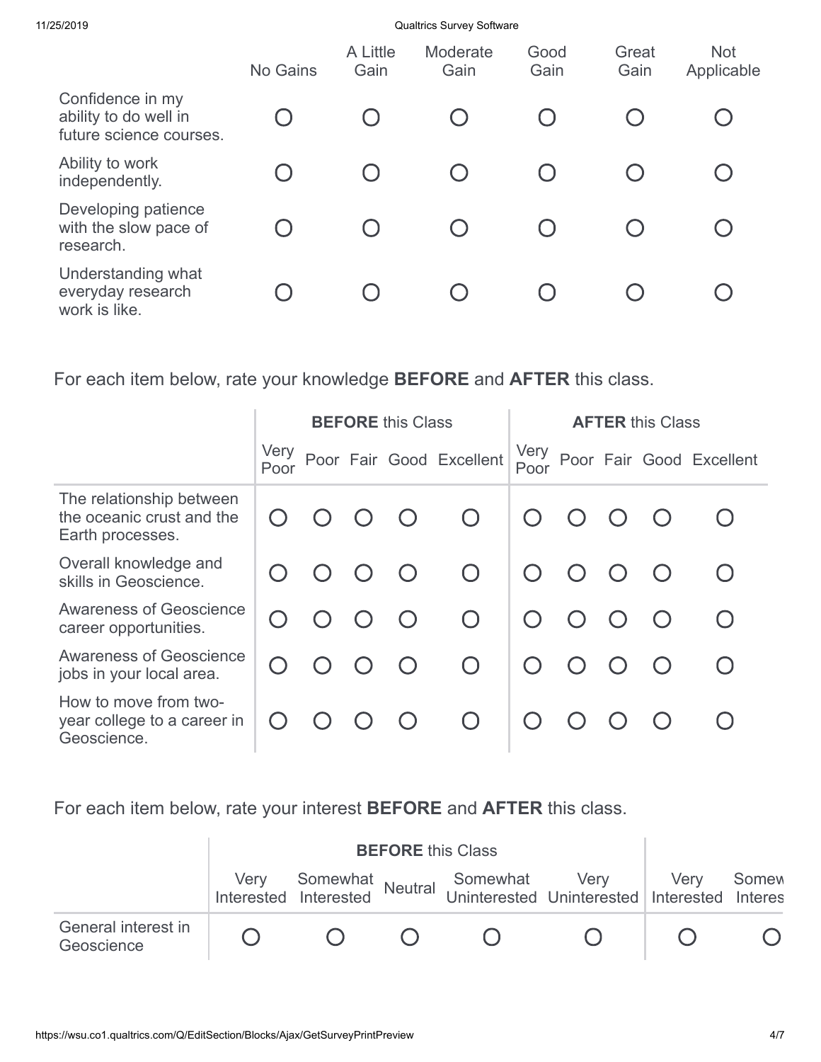| | No Gains | A Little Gain | Moderate Gain | Good Gain | Great Gain | Not Applicable |
|---|---|---|---|---|---|---|
| Confidence in my ability to do well in future science courses. | ○ | ○ | ○ | ○ | ○ | ○ |
| Ability to work independently. | ○ | ○ | ○ | ○ | ○ | ○ |
| Developing patience with the slow pace of research. | ○ | ○ | ○ | ○ | ○ | ○ |
| Understanding what everyday research work is like. | ○ | ○ | ○ | ○ | ○ | ○ |

For each item below, rate your knowledge **BEFORE** and **AFTER** this class.

| | **BEFORE** this Class | | | | | **AFTER** this Class | | | | |
|---|---|---|---|---|---|---|---|---|---|---|
| | Very Poor | Poor | Fair | Good | Excellent | Very Poor | Poor | Fair | Good | Excellent |
| The relationship between the oceanic crust and the Earth processes. | ○ | ○ | ○ | ○ | ○ | ○ | ○ | ○ | ○ | ○ |
| Overall knowledge and skills in Geoscience. | ○ | ○ | ○ | ○ | ○ | ○ | ○ | ○ | ○ | ○ |
| Awareness of Geoscience career opportunities. | ○ | ○ | ○ | ○ | ○ | ○ | ○ | ○ | ○ | ○ |
| Awareness of Geoscience jobs in your local area. | ○ | ○ | ○ | ○ | ○ | ○ | ○ | ○ | ○ | ○ |
| How to move from two-year college to a career in Geoscience. | ○ | ○ | ○ | ○ | ○ | ○ | ○ | ○ | ○ | ○ |

For each item below, rate your interest **BEFORE** and **AFTER** this class.

| | **BEFORE** this Class | | | | | | |
|---|---|---|---|---|---|---|---|
| | Very Interested | Somewhat Interested | Neutral | Somewhat Uninterested | Very Uninterested | Very Interested | Somew Interes |
| General interest in Geoscience | ○ | ○ | ○ | ○ | ○ | ○ | ○ |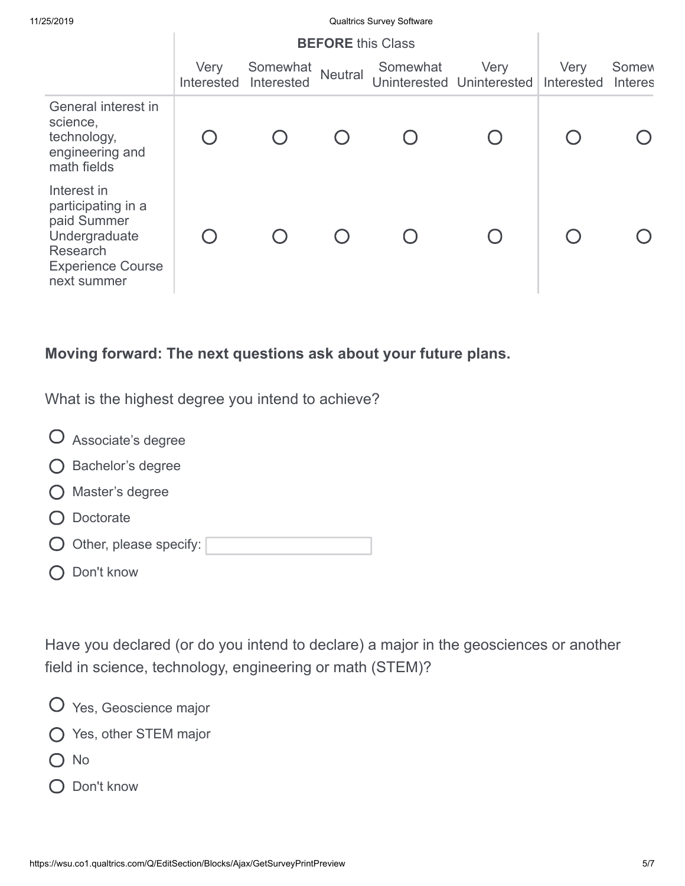| | BEFORE this Class | | | | | | |
|---|---|---|---|---|---|---|---|
| | Very Interested | Somewhat Interested | Neutral | Somewhat Uninterested | Very Uninterested | Very Interested | Somew Interes |
| General interest in science, technology, engineering and math fields | ○ | ○ | ○ | ○ | ○ | ○ | ○ |
| Interest in participating in a paid Summer Undergraduate Research Experience Course next summer | ○ | ○ | ○ | ○ | ○ | ○ | ○ |

**Moving forward: The next questions ask about your future plans.**

What is the highest degree you intend to achieve?

- ○ Associate's degree
- ○ Bachelor's degree
- ○ Master's degree
- ○ Doctorate
- ○ Other, please specify: ____________
- ○ Don't know

Have you declared (or do you intend to declare) a major in the geosciences or another field in science, technology, engineering or math (STEM)?

- ○ Yes, Geoscience major
- ○ Yes, other STEM major
- ○ No
- ○ Don't know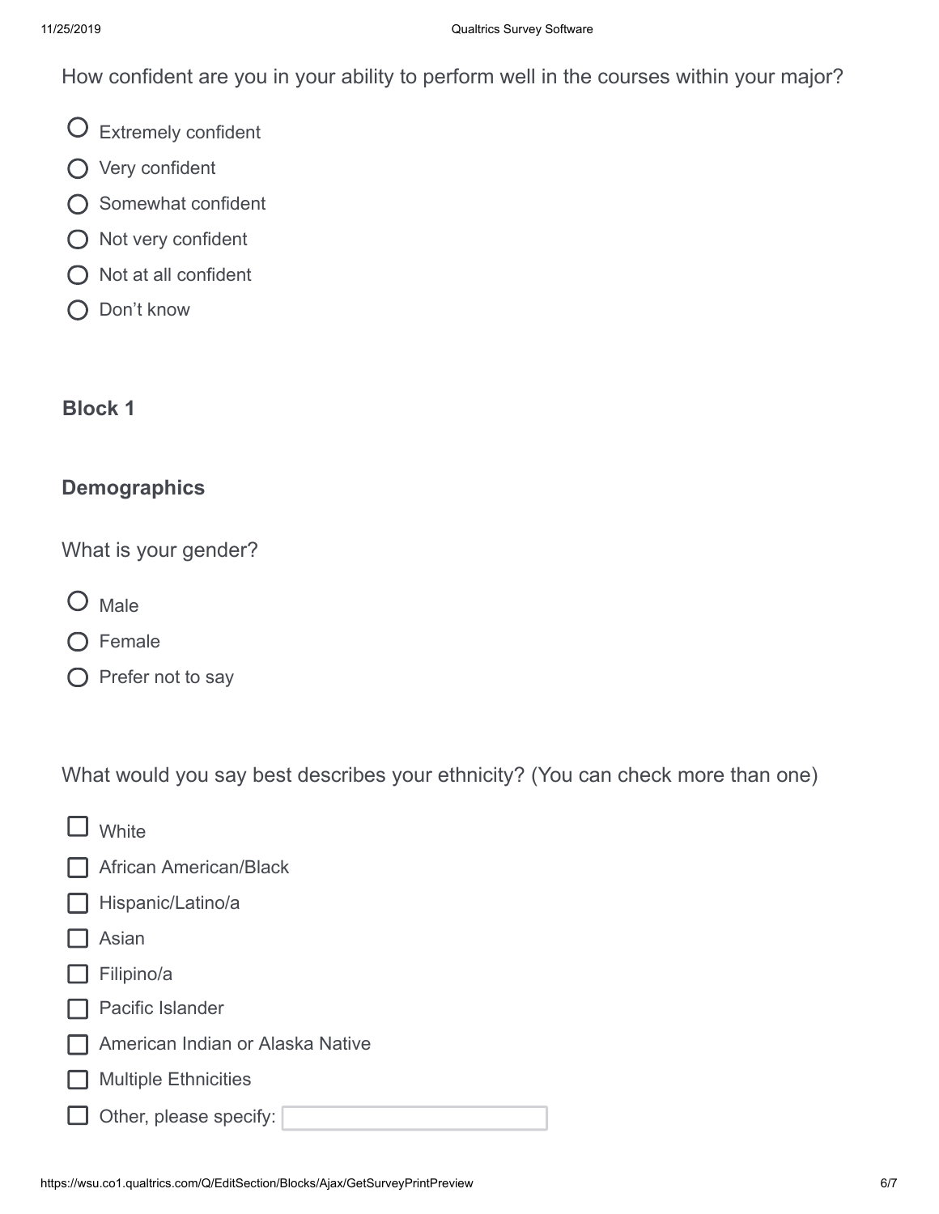How confident are you in your ability to perform well in the courses within your major?

- ○ Extremely confident
- ○ Very confident
- ○ Somewhat confident
- ○ Not very confident
- ○ Not at all confident
- ○ Don’t know

**Block 1**

**Demographics**

What is your gender?

- ○ Male
- ○ Female
- ○ Prefer not to say

What would you say best describes your ethnicity? (You can check more than one)

- ☐ White
- ☐ African American/Black
- ☐ Hispanic/Latino/a
- ☐ Asian
- ☐ Filipino/a
- ☐ Pacific Islander
- ☐ American Indian or Alaska Native
- ☐ Multiple Ethnicities
- ☐ Other, please specify: ____________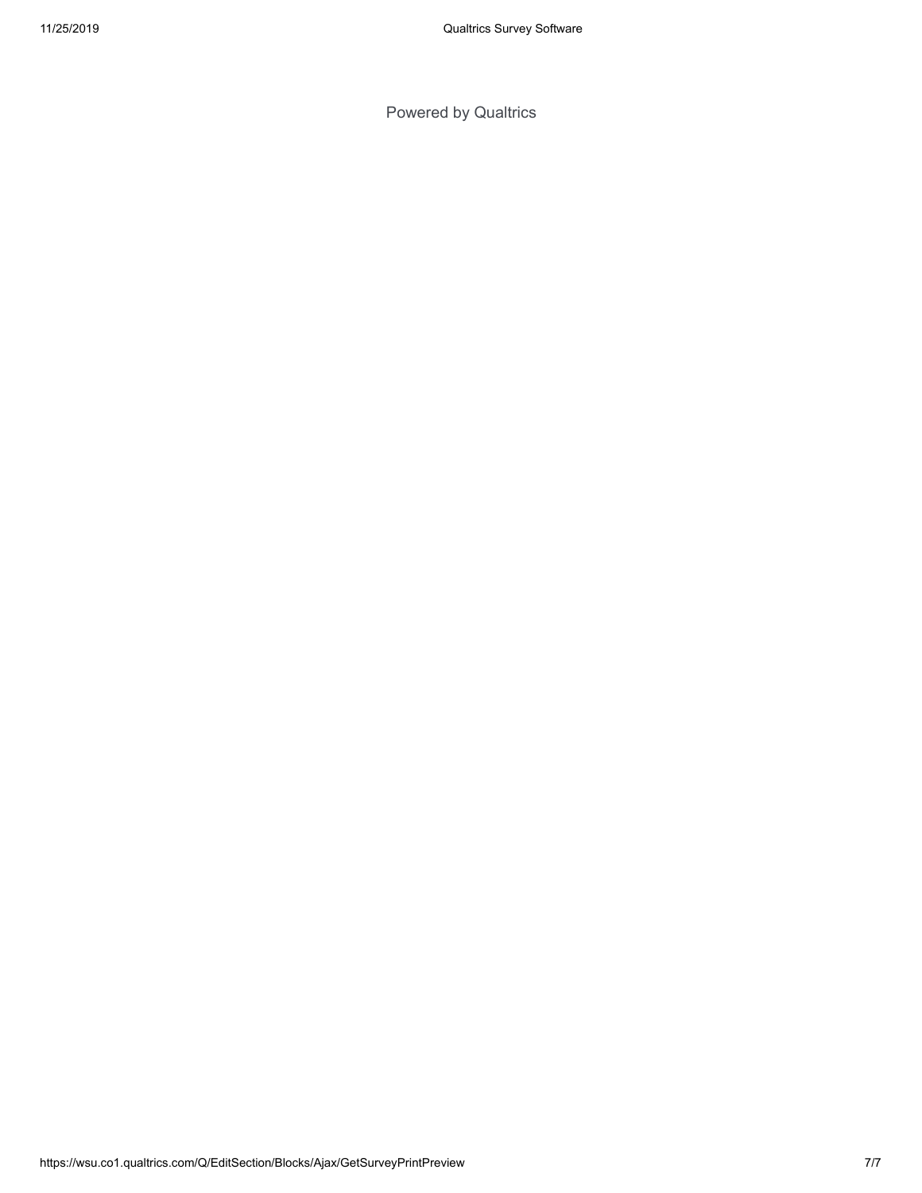Powered by Qualtrics